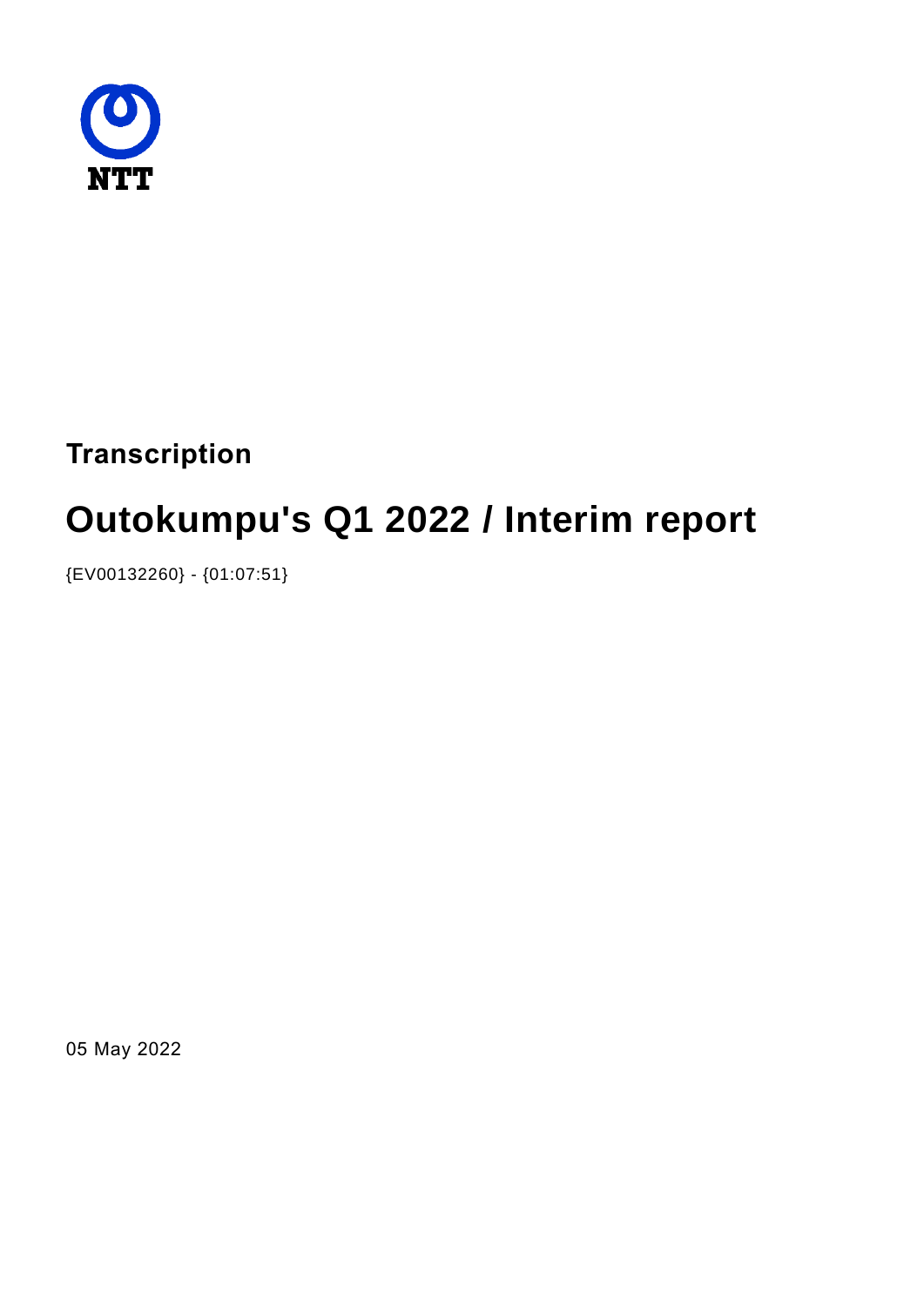NTT

**Transcription**

# Outokumpu's Q1 2022 / Interim report

{EV00132260} - {01:07:51}

05 May 2022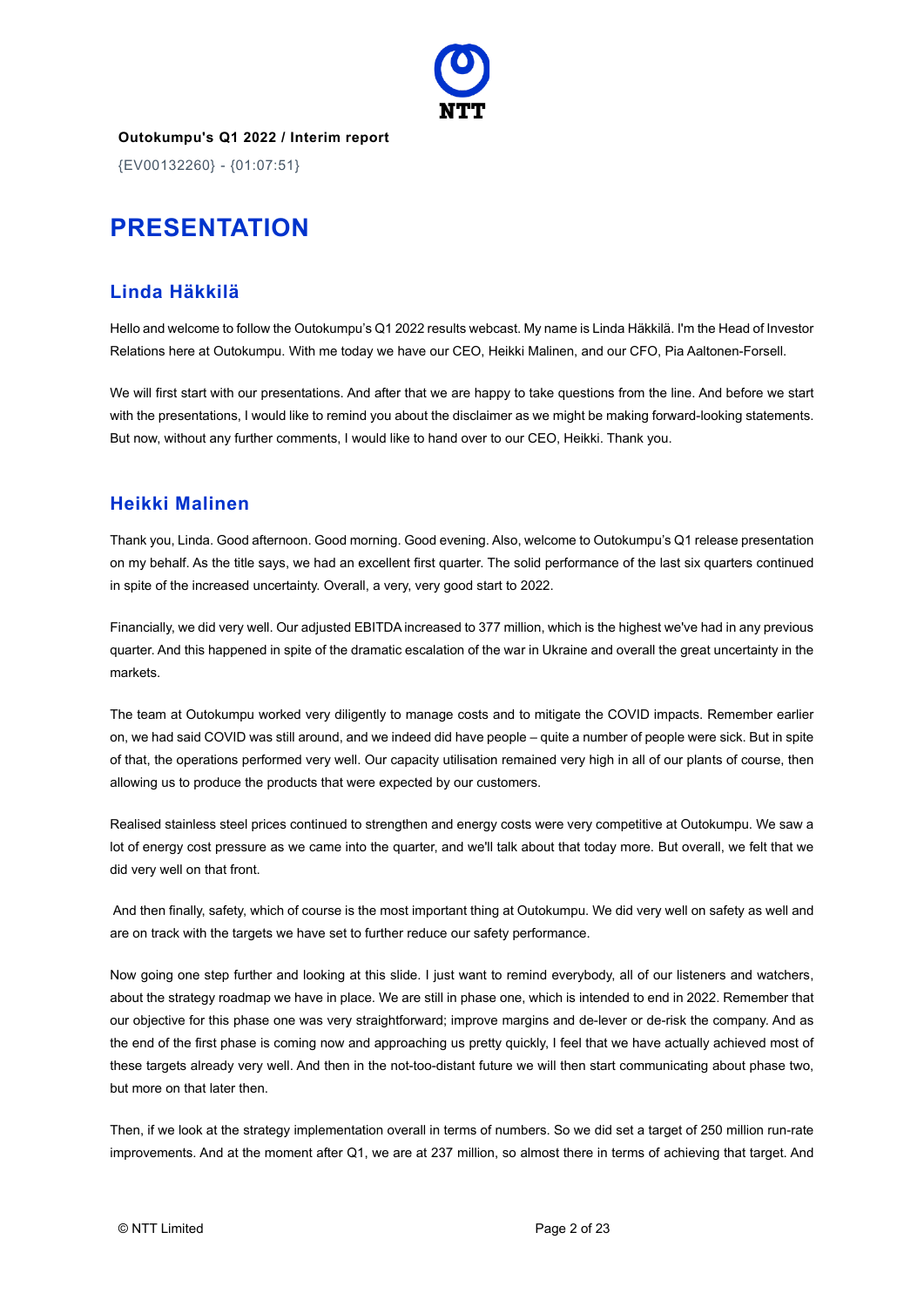**Outokumpu's Q1 2022 / Interim report**

{EV00132260} - {01:07:51}

# PRESENTATION

## Linda Häkkilä

Hello and welcome to follow the Outokumpu's Q1 2022 results webcast. My name is Linda Häkkilä. I'm the Head of Investor Relations here at Outokumpu. With me today we have our CEO, Heikki Malinen, and our CFO, Pia Aaltonen-Forsell.

We will first start with our presentations. And after that we are happy to take questions from the line. And before we start with the presentations, I would like to remind you about the disclaimer as we might be making forward-looking statements. But now, without any further comments, I would like to hand over to our CEO, Heikki. Thank you.

## Heikki Malinen

Thank you, Linda. Good afternoon. Good morning. Good evening. Also, welcome to Outokumpu's Q1 release presentation on my behalf. As the title says, we had an excellent first quarter. The solid performance of the last six quarters continued in spite of the increased uncertainty. Overall, a very, very good start to 2022.

Financially, we did very well. Our adjusted EBITDA increased to 377 million, which is the highest we've had in any previous quarter. And this happened in spite of the dramatic escalation of the war in Ukraine and overall the great uncertainty in the markets.

The team at Outokumpu worked very diligently to manage costs and to mitigate the COVID impacts. Remember earlier on, we had said COVID was still around, and we indeed did have people – quite a number of people were sick. But in spite of that, the operations performed very well. Our capacity utilisation remained very high in all of our plants of course, then allowing us to produce the products that were expected by our customers.

Realised stainless steel prices continued to strengthen and energy costs were very competitive at Outokumpu. We saw a lot of energy cost pressure as we came into the quarter, and we'll talk about that today more. But overall, we felt that we did very well on that front.

And then finally, safety, which of course is the most important thing at Outokumpu. We did very well on safety as well and are on track with the targets we have set to further reduce our safety performance.

Now going one step further and looking at this slide. I just want to remind everybody, all of our listeners and watchers, about the strategy roadmap we have in place. We are still in phase one, which is intended to end in 2022. Remember that our objective for this phase one was very straightforward; improve margins and de-lever or de-risk the company. And as the end of the first phase is coming now and approaching us pretty quickly, I feel that we have actually achieved most of these targets already very well. And then in the not-too-distant future we will then start communicating about phase two, but more on that later then.

Then, if we look at the strategy implementation overall in terms of numbers. So we did set a target of 250 million run-rate improvements. And at the moment after Q1, we are at 237 million, so almost there in terms of achieving that target. And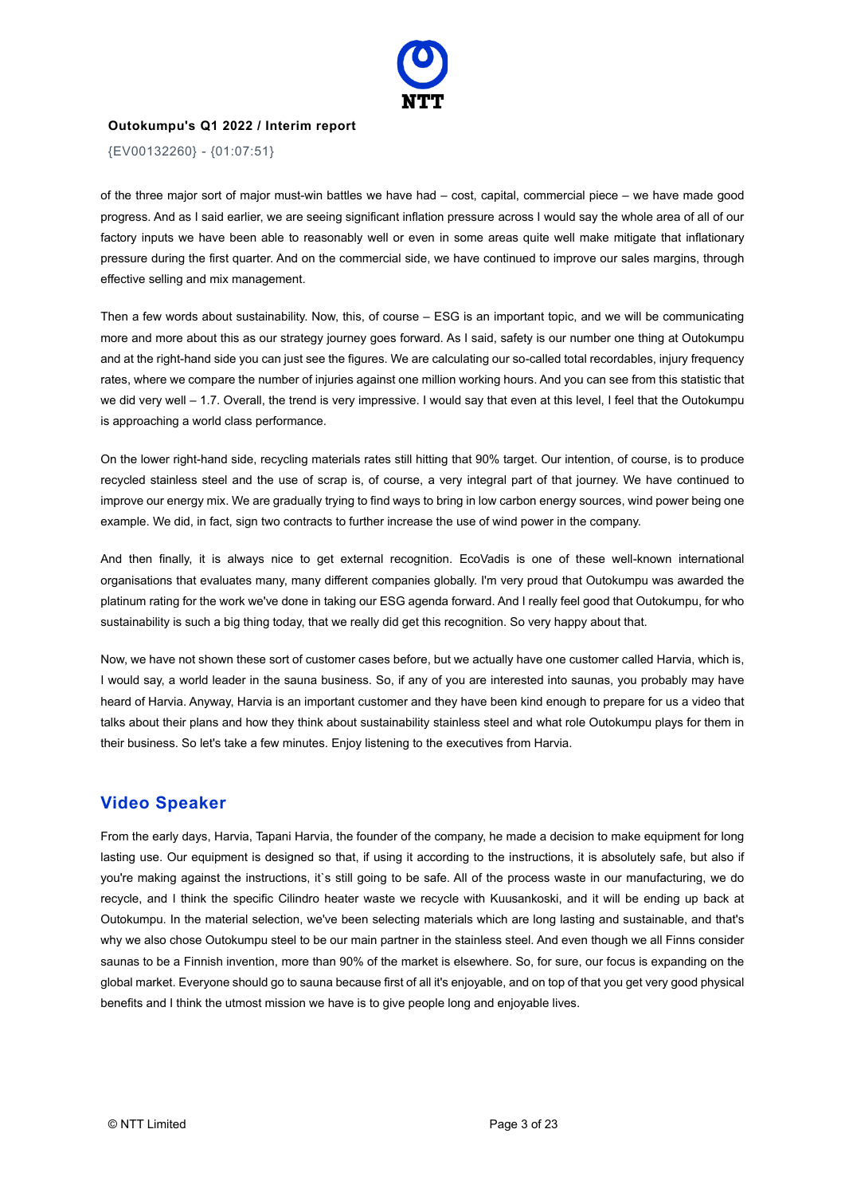of the three major sort of major must-win battles we have had – cost, capital, commercial piece – we have made good progress. And as I said earlier, we are seeing significant inflation pressure across I would say the whole area of all of our factory inputs we have been able to reasonably well or even in some areas quite well make mitigate that inflationary pressure during the first quarter. And on the commercial side, we have continued to improve our sales margins, through effective selling and mix management.

Then a few words about sustainability. Now, this, of course – ESG is an important topic, and we will be communicating more and more about this as our strategy journey goes forward. As I said, safety is our number one thing at Outokumpu and at the right-hand side you can just see the figures. We are calculating our so-called total recordables, injury frequency rates, where we compare the number of injuries against one million working hours. And you can see from this statistic that we did very well – 1.7. Overall, the trend is very impressive. I would say that even at this level, I feel that the Outokumpu is approaching a world class performance.

On the lower right-hand side, recycling materials rates still hitting that 90% target. Our intention, of course, is to produce recycled stainless steel and the use of scrap is, of course, a very integral part of that journey. We have continued to improve our energy mix. We are gradually trying to find ways to bring in low carbon energy sources, wind power being one example. We did, in fact, sign two contracts to further increase the use of wind power in the company.

And then finally, it is always nice to get external recognition. EcoVadis is one of these well-known international organisations that evaluates many, many different companies globally. I'm very proud that Outokumpu was awarded the platinum rating for the work we've done in taking our ESG agenda forward. And I really feel good that Outokumpu, for who sustainability is such a big thing today, that we really did get this recognition. So very happy about that.

Now, we have not shown these sort of customer cases before, but we actually have one customer called Harvia, which is, I would say, a world leader in the sauna business. So, if any of you are interested into saunas, you probably may have heard of Harvia. Anyway, Harvia is an important customer and they have been kind enough to prepare for us a video that talks about their plans and how they think about sustainability stainless steel and what role Outokumpu plays for them in their business. So let's take a few minutes. Enjoy listening to the executives from Harvia.

## Video Speaker

From the early days, Harvia, Tapani Harvia, the founder of the company, he made a decision to make equipment for long lasting use. Our equipment is designed so that, if using it according to the instructions, it is absolutely safe, but also if you're making against the instructions, it`s still going to be safe. All of the process waste in our manufacturing, we do recycle, and I think the specific Cilindro heater waste we recycle with Kuusankoski, and it will be ending up back at Outokumpu. In the material selection, we've been selecting materials which are long lasting and sustainable, and that's why we also chose Outokumpu steel to be our main partner in the stainless steel. And even though we all Finns consider saunas to be a Finnish invention, more than 90% of the market is elsewhere. So, for sure, our focus is expanding on the global market. Everyone should go to sauna because first of all it's enjoyable, and on top of that you get very good physical benefits and I think the utmost mission we have is to give people long and enjoyable lives.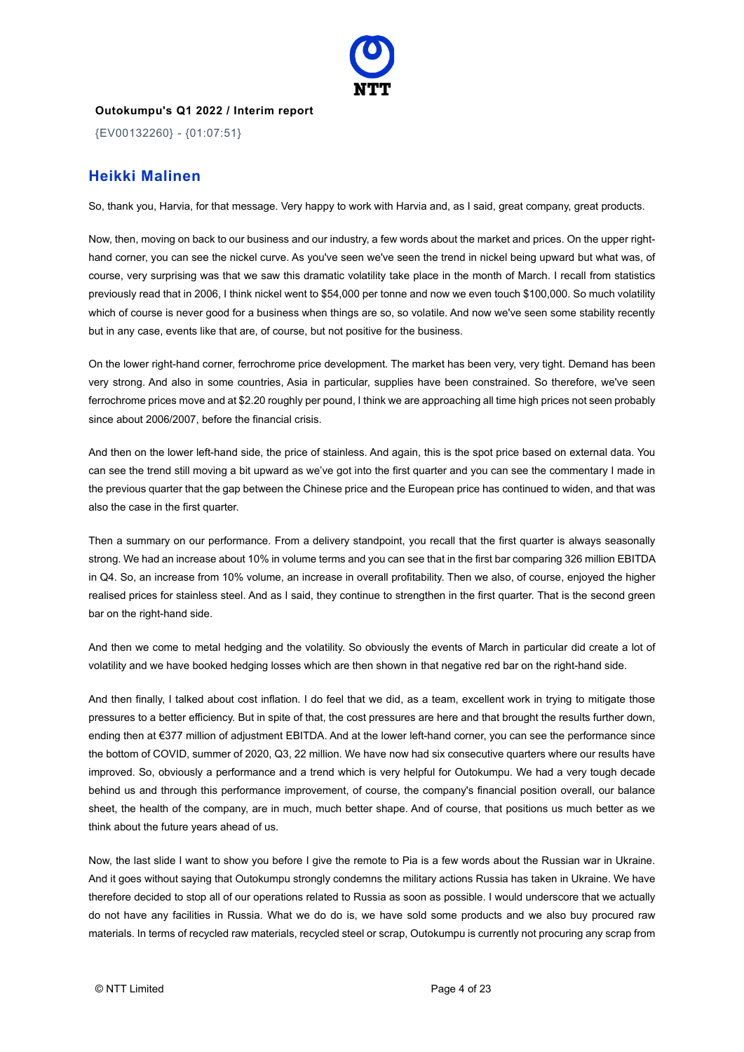**Outokumpu's Q1 2022 / Interim report**

{EV00132260} - {01:07:51}

## Heikki Malinen

So, thank you, Harvia, for that message. Very happy to work with Harvia and, as I said, great company, great products.

Now, then, moving on back to our business and our industry, a few words about the market and prices. On the upper right-hand corner, you can see the nickel curve. As you've seen we've seen the trend in nickel being upward but what was, of course, very surprising was that we saw this dramatic volatility take place in the month of March. I recall from statistics previously read that in 2006, I think nickel went to $54,000 per tonne and now we even touch $100,000. So much volatility which of course is never good for a business when things are so, so volatile. And now we've seen some stability recently but in any case, events like that are, of course, but not positive for the business.

On the lower right-hand corner, ferrochrome price development. The market has been very, very tight. Demand has been very strong. And also in some countries, Asia in particular, supplies have been constrained. So therefore, we've seen ferrochrome prices move and at $2.20 roughly per pound, I think we are approaching all time high prices not seen probably since about 2006/2007, before the financial crisis.

And then on the lower left-hand side, the price of stainless. And again, this is the spot price based on external data. You can see the trend still moving a bit upward as we've got into the first quarter and you can see the commentary I made in the previous quarter that the gap between the Chinese price and the European price has continued to widen, and that was also the case in the first quarter.

Then a summary on our performance. From a delivery standpoint, you recall that the first quarter is always seasonally strong. We had an increase about 10% in volume terms and you can see that in the first bar comparing 326 million EBITDA in Q4. So, an increase from 10% volume, an increase in overall profitability. Then we also, of course, enjoyed the higher realised prices for stainless steel. And as I said, they continue to strengthen in the first quarter. That is the second green bar on the right-hand side.

And then we come to metal hedging and the volatility. So obviously the events of March in particular did create a lot of volatility and we have booked hedging losses which are then shown in that negative red bar on the right-hand side.

And then finally, I talked about cost inflation. I do feel that we did, as a team, excellent work in trying to mitigate those pressures to a better efficiency. But in spite of that, the cost pressures are here and that brought the results further down, ending then at €377 million of adjustment EBITDA. And at the lower left-hand corner, you can see the performance since the bottom of COVID, summer of 2020, Q3, 22 million. We have now had six consecutive quarters where our results have improved. So, obviously a performance and a trend which is very helpful for Outokumpu. We had a very tough decade behind us and through this performance improvement, of course, the company's financial position overall, our balance sheet, the health of the company, are in much, much better shape. And of course, that positions us much better as we think about the future years ahead of us.

Now, the last slide I want to show you before I give the remote to Pia is a few words about the Russian war in Ukraine. And it goes without saying that Outokumpu strongly condemns the military actions Russia has taken in Ukraine. We have therefore decided to stop all of our operations related to Russia as soon as possible. I would underscore that we actually do not have any facilities in Russia. What we do do is, we have sold some products and we also buy procured raw materials. In terms of recycled raw materials, recycled steel or scrap, Outokumpu is currently not procuring any scrap from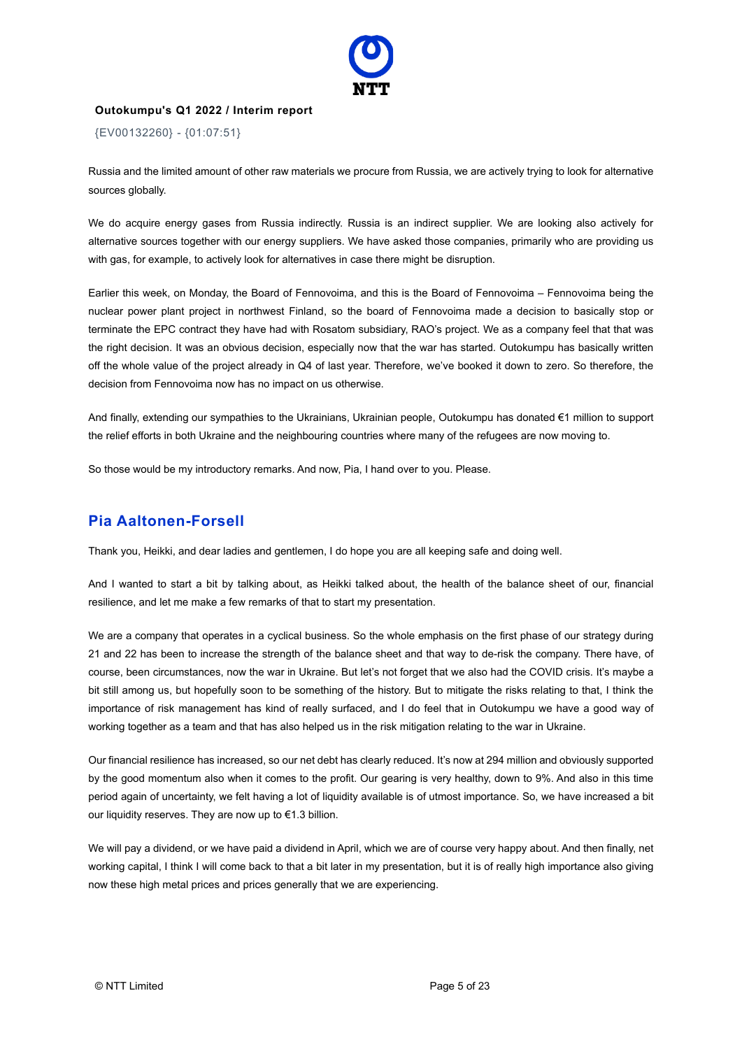Russia and the limited amount of other raw materials we procure from Russia, we are actively trying to look for alternative sources globally.

We do acquire energy gases from Russia indirectly. Russia is an indirect supplier. We are looking also actively for alternative sources together with our energy suppliers. We have asked those companies, primarily who are providing us with gas, for example, to actively look for alternatives in case there might be disruption.

Earlier this week, on Monday, the Board of Fennovoima, and this is the Board of Fennovoima – Fennovoima being the nuclear power plant project in northwest Finland, so the board of Fennovoima made a decision to basically stop or terminate the EPC contract they have had with Rosatom subsidiary, RAO's project. We as a company feel that that was the right decision. It was an obvious decision, especially now that the war has started. Outokumpu has basically written off the whole value of the project already in Q4 of last year. Therefore, we've booked it down to zero. So therefore, the decision from Fennovoima now has no impact on us otherwise.

And finally, extending our sympathies to the Ukrainians, Ukrainian people, Outokumpu has donated €1 million to support the relief efforts in both Ukraine and the neighbouring countries where many of the refugees are now moving to.

So those would be my introductory remarks. And now, Pia, I hand over to you. Please.

## Pia Aaltonen-Forsell

Thank you, Heikki, and dear ladies and gentlemen, I do hope you are all keeping safe and doing well.

And I wanted to start a bit by talking about, as Heikki talked about, the health of the balance sheet of our, financial resilience, and let me make a few remarks of that to start my presentation.

We are a company that operates in a cyclical business. So the whole emphasis on the first phase of our strategy during 21 and 22 has been to increase the strength of the balance sheet and that way to de-risk the company. There have, of course, been circumstances, now the war in Ukraine. But let's not forget that we also had the COVID crisis. It's maybe a bit still among us, but hopefully soon to be something of the history. But to mitigate the risks relating to that, I think the importance of risk management has kind of really surfaced, and I do feel that in Outokumpu we have a good way of working together as a team and that has also helped us in the risk mitigation relating to the war in Ukraine.

Our financial resilience has increased, so our net debt has clearly reduced. It's now at 294 million and obviously supported by the good momentum also when it comes to the profit. Our gearing is very healthy, down to 9%. And also in this time period again of uncertainty, we felt having a lot of liquidity available is of utmost importance. So, we have increased a bit our liquidity reserves. They are now up to €1.3 billion.

We will pay a dividend, or we have paid a dividend in April, which we are of course very happy about. And then finally, net working capital, I think I will come back to that a bit later in my presentation, but it is of really high importance also giving now these high metal prices and prices generally that we are experiencing.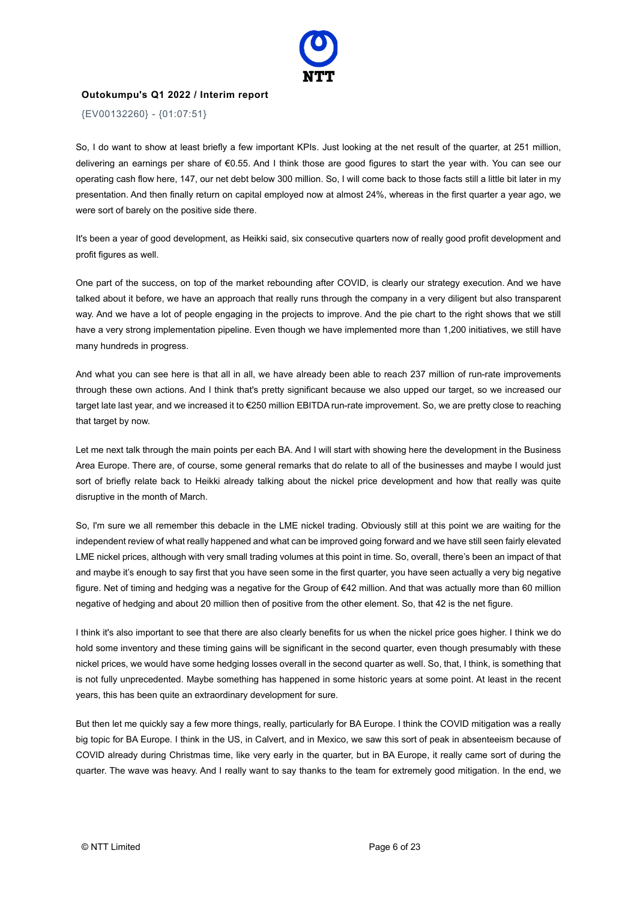So, I do want to show at least briefly a few important KPIs. Just looking at the net result of the quarter, at 251 million, delivering an earnings per share of €0.55. And I think those are good figures to start the year with. You can see our operating cash flow here, 147, our net debt below 300 million. So, I will come back to those facts still a little bit later in my presentation. And then finally return on capital employed now at almost 24%, whereas in the first quarter a year ago, we were sort of barely on the positive side there.

It's been a year of good development, as Heikki said, six consecutive quarters now of really good profit development and profit figures as well.

One part of the success, on top of the market rebounding after COVID, is clearly our strategy execution. And we have talked about it before, we have an approach that really runs through the company in a very diligent but also transparent way. And we have a lot of people engaging in the projects to improve. And the pie chart to the right shows that we still have a very strong implementation pipeline. Even though we have implemented more than 1,200 initiatives, we still have many hundreds in progress.

And what you can see here is that all in all, we have already been able to reach 237 million of run-rate improvements through these own actions. And I think that's pretty significant because we also upped our target, so we increased our target late last year, and we increased it to €250 million EBITDA run-rate improvement. So, we are pretty close to reaching that target by now.

Let me next talk through the main points per each BA. And I will start with showing here the development in the Business Area Europe. There are, of course, some general remarks that do relate to all of the businesses and maybe I would just sort of briefly relate back to Heikki already talking about the nickel price development and how that really was quite disruptive in the month of March.

So, I'm sure we all remember this debacle in the LME nickel trading. Obviously still at this point we are waiting for the independent review of what really happened and what can be improved going forward and we have still seen fairly elevated LME nickel prices, although with very small trading volumes at this point in time. So, overall, there's been an impact of that and maybe it's enough to say first that you have seen some in the first quarter, you have seen actually a very big negative figure. Net of timing and hedging was a negative for the Group of €42 million. And that was actually more than 60 million negative of hedging and about 20 million then of positive from the other element. So, that 42 is the net figure.

I think it's also important to see that there are also clearly benefits for us when the nickel price goes higher. I think we do hold some inventory and these timing gains will be significant in the second quarter, even though presumably with these nickel prices, we would have some hedging losses overall in the second quarter as well. So, that, I think, is something that is not fully unprecedented. Maybe something has happened in some historic years at some point. At least in the recent years, this has been quite an extraordinary development for sure.

But then let me quickly say a few more things, really, particularly for BA Europe. I think the COVID mitigation was a really big topic for BA Europe. I think in the US, in Calvert, and in Mexico, we saw this sort of peak in absenteeism because of COVID already during Christmas time, like very early in the quarter, but in BA Europe, it really came sort of during the quarter. The wave was heavy. And I really want to say thanks to the team for extremely good mitigation. In the end, we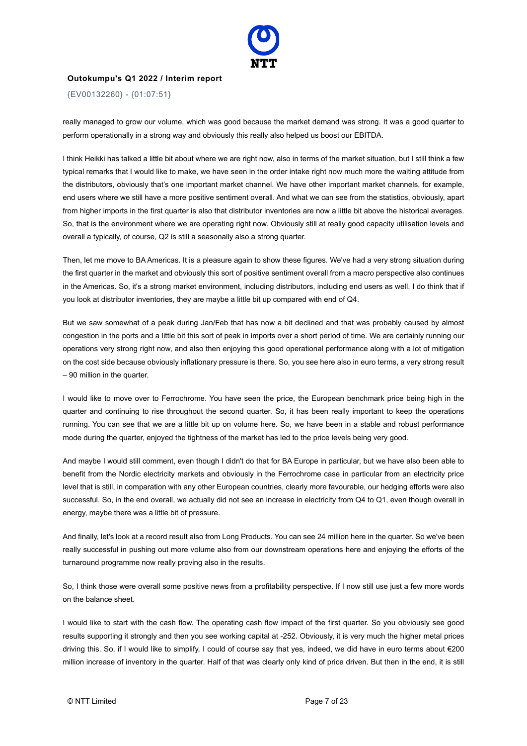really managed to grow our volume, which was good because the market demand was strong. It was a good quarter to perform operationally in a strong way and obviously this really also helped us boost our EBITDA.

I think Heikki has talked a little bit about where we are right now, also in terms of the market situation, but I still think a few typical remarks that I would like to make, we have seen in the order intake right now much more the waiting attitude from the distributors, obviously that's one important market channel. We have other important market channels, for example, end users where we still have a more positive sentiment overall. And what we can see from the statistics, obviously, apart from higher imports in the first quarter is also that distributor inventories are now a little bit above the historical averages. So, that is the environment where we are operating right now. Obviously still at really good capacity utilisation levels and overall a typically, of course, Q2 is still a seasonally also a strong quarter.

Then, let me move to BA Americas. It is a pleasure again to show these figures. We've had a very strong situation during the first quarter in the market and obviously this sort of positive sentiment overall from a macro perspective also continues in the Americas. So, it's a strong market environment, including distributors, including end users as well. I do think that if you look at distributor inventories, they are maybe a little bit up compared with end of Q4.

But we saw somewhat of a peak during Jan/Feb that has now a bit declined and that was probably caused by almost congestion in the ports and a little bit this sort of peak in imports over a short period of time. We are certainly running our operations very strong right now, and also then enjoying this good operational performance along with a lot of mitigation on the cost side because obviously inflationary pressure is there. So, you see here also in euro terms, a very strong result – 90 million in the quarter.

I would like to move over to Ferrochrome. You have seen the price, the European benchmark price being high in the quarter and continuing to rise throughout the second quarter. So, it has been really important to keep the operations running. You can see that we are a little bit up on volume here. So, we have been in a stable and robust performance mode during the quarter, enjoyed the tightness of the market has led to the price levels being very good.

And maybe I would still comment, even though I didn't do that for BA Europe in particular, but we have also been able to benefit from the Nordic electricity markets and obviously in the Ferrochrome case in particular from an electricity price level that is still, in comparation with any other European countries, clearly more favourable, our hedging efforts were also successful. So, in the end overall, we actually did not see an increase in electricity from Q4 to Q1, even though overall in energy, maybe there was a little bit of pressure.

And finally, let's look at a record result also from Long Products. You can see 24 million here in the quarter. So we've been really successful in pushing out more volume also from our downstream operations here and enjoying the efforts of the turnaround programme now really proving also in the results.

So, I think those were overall some positive news from a profitability perspective. If I now still use just a few more words on the balance sheet.

I would like to start with the cash flow. The operating cash flow impact of the first quarter. So you obviously see good results supporting it strongly and then you see working capital at -252. Obviously, it is very much the higher metal prices driving this. So, if I would like to simplify, I could of course say that yes, indeed, we did have in euro terms about €200 million increase of inventory in the quarter. Half of that was clearly only kind of price driven. But then in the end, it is still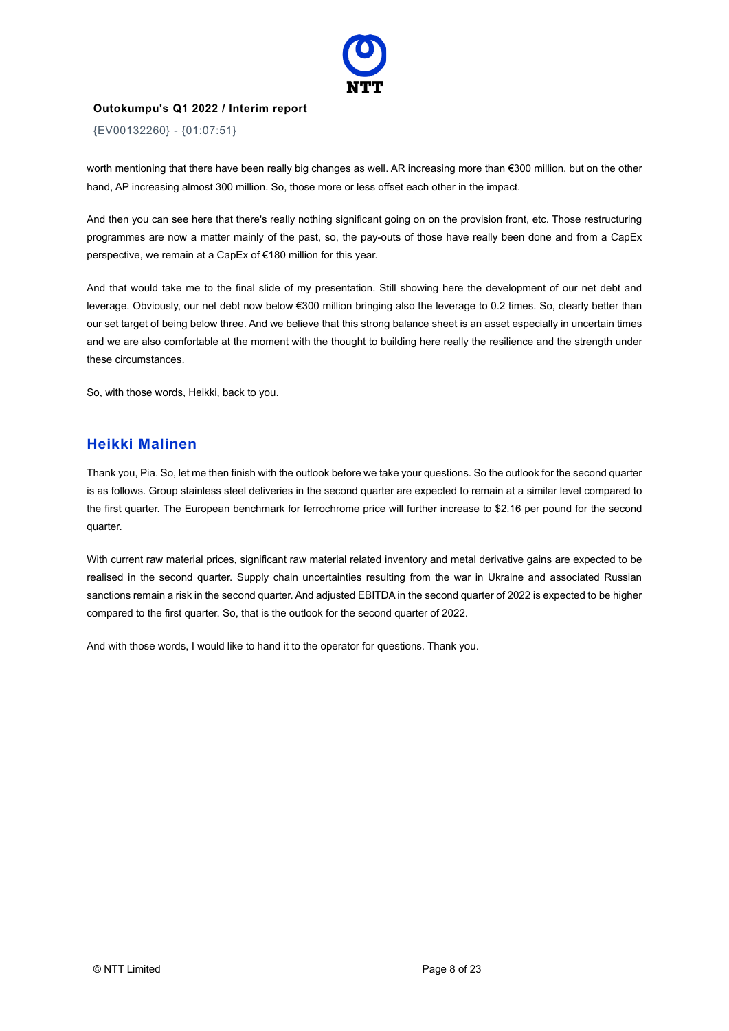worth mentioning that there have been really big changes as well. AR increasing more than €300 million, but on the other hand, AP increasing almost 300 million. So, those more or less offset each other in the impact.

And then you can see here that there's really nothing significant going on on the provision front, etc. Those restructuring programmes are now a matter mainly of the past, so, the pay-outs of those have really been done and from a CapEx perspective, we remain at a CapEx of €180 million for this year.

And that would take me to the final slide of my presentation. Still showing here the development of our net debt and leverage. Obviously, our net debt now below €300 million bringing also the leverage to 0.2 times. So, clearly better than our set target of being below three. And we believe that this strong balance sheet is an asset especially in uncertain times and we are also comfortable at the moment with the thought to building here really the resilience and the strength under these circumstances.

So, with those words, Heikki, back to you.

## Heikki Malinen

Thank you, Pia. So, let me then finish with the outlook before we take your questions. So the outlook for the second quarter is as follows. Group stainless steel deliveries in the second quarter are expected to remain at a similar level compared to the first quarter. The European benchmark for ferrochrome price will further increase to $2.16 per pound for the second quarter.

With current raw material prices, significant raw material related inventory and metal derivative gains are expected to be realised in the second quarter. Supply chain uncertainties resulting from the war in Ukraine and associated Russian sanctions remain a risk in the second quarter. And adjusted EBITDA in the second quarter of 2022 is expected to be higher compared to the first quarter. So, that is the outlook for the second quarter of 2022.

And with those words, I would like to hand it to the operator for questions. Thank you.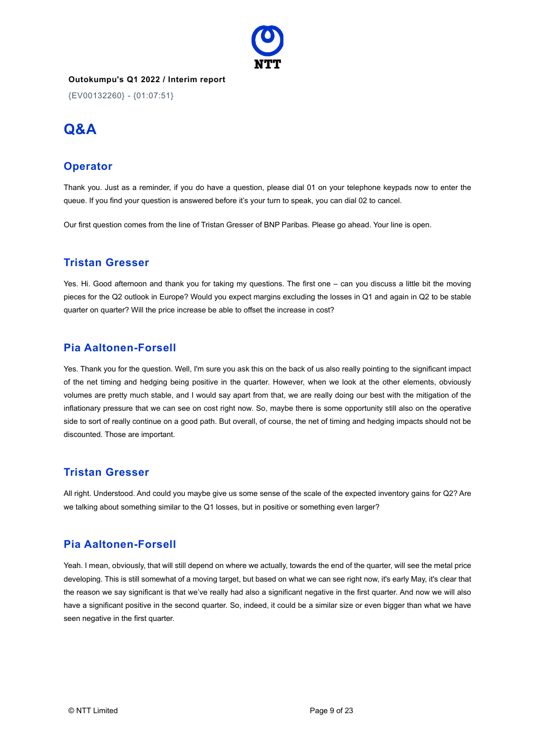**Outokumpu's Q1 2022 / Interim report**

{EV00132260} - {01:07:51}

# Q&A

## Operator

Thank you. Just as a reminder, if you do have a question, please dial 01 on your telephone keypads now to enter the queue. If you find your question is answered before it's your turn to speak, you can dial 02 to cancel.

Our first question comes from the line of Tristan Gresser of BNP Paribas. Please go ahead. Your line is open.

## Tristan Gresser

Yes. Hi. Good afternoon and thank you for taking my questions. The first one – can you discuss a little bit the moving pieces for the Q2 outlook in Europe? Would you expect margins excluding the losses in Q1 and again in Q2 to be stable quarter on quarter? Will the price increase be able to offset the increase in cost?

## Pia Aaltonen-Forsell

Yes. Thank you for the question. Well, I'm sure you ask this on the back of us also really pointing to the significant impact of the net timing and hedging being positive in the quarter. However, when we look at the other elements, obviously volumes are pretty much stable, and I would say apart from that, we are really doing our best with the mitigation of the inflationary pressure that we can see on cost right now. So, maybe there is some opportunity still also on the operative side to sort of really continue on a good path. But overall, of course, the net of timing and hedging impacts should not be discounted. Those are important.

## Tristan Gresser

All right. Understood. And could you maybe give us some sense of the scale of the expected inventory gains for Q2? Are we talking about something similar to the Q1 losses, but in positive or something even larger?

## Pia Aaltonen-Forsell

Yeah. I mean, obviously, that will still depend on where we actually, towards the end of the quarter, will see the metal price developing. This is still somewhat of a moving target, but based on what we can see right now, it's early May, it's clear that the reason we say significant is that we've really had also a significant negative in the first quarter. And now we will also have a significant positive in the second quarter. So, indeed, it could be a similar size or even bigger than what we have seen negative in the first quarter.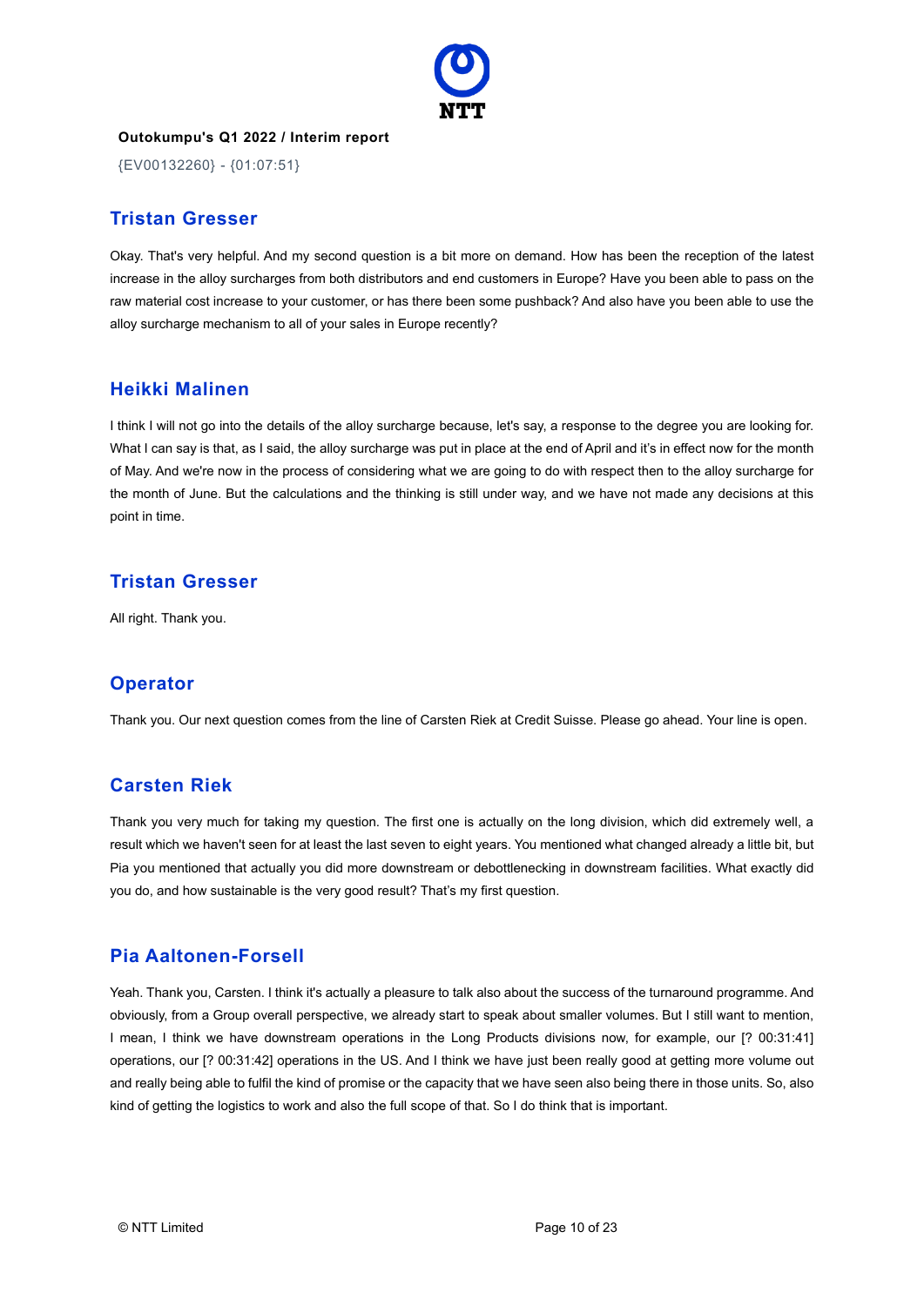**Outokumpu's Q1 2022 / Interim report**

{EV00132260} - {01:07:51}

## Tristan Gresser

Okay. That's very helpful. And my second question is a bit more on demand. How has been the reception of the latest increase in the alloy surcharges from both distributors and end customers in Europe? Have you been able to pass on the raw material cost increase to your customer, or has there been some pushback? And also have you been able to use the alloy surcharge mechanism to all of your sales in Europe recently?

## Heikki Malinen

I think I will not go into the details of the alloy surcharge because, let's say, a response to the degree you are looking for. What I can say is that, as I said, the alloy surcharge was put in place at the end of April and it's in effect now for the month of May. And we're now in the process of considering what we are going to do with respect then to the alloy surcharge for the month of June. But the calculations and the thinking is still under way, and we have not made any decisions at this point in time.

## Tristan Gresser

All right. Thank you.

## Operator

Thank you. Our next question comes from the line of Carsten Riek at Credit Suisse. Please go ahead. Your line is open.

## Carsten Riek

Thank you very much for taking my question. The first one is actually on the long division, which did extremely well, a result which we haven't seen for at least the last seven to eight years. You mentioned what changed already a little bit, but Pia you mentioned that actually you did more downstream or debottlenecking in downstream facilities. What exactly did you do, and how sustainable is the very good result? That's my first question.

## Pia Aaltonen-Forsell

Yeah. Thank you, Carsten. I think it's actually a pleasure to talk also about the success of the turnaround programme. And obviously, from a Group overall perspective, we already start to speak about smaller volumes. But I still want to mention, I mean, I think we have downstream operations in the Long Products divisions now, for example, our [? 00:31:41] operations, our [? 00:31:42] operations in the US. And I think we have just been really good at getting more volume out and really being able to fulfil the kind of promise or the capacity that we have seen also being there in those units. So, also kind of getting the logistics to work and also the full scope of that. So I do think that is important.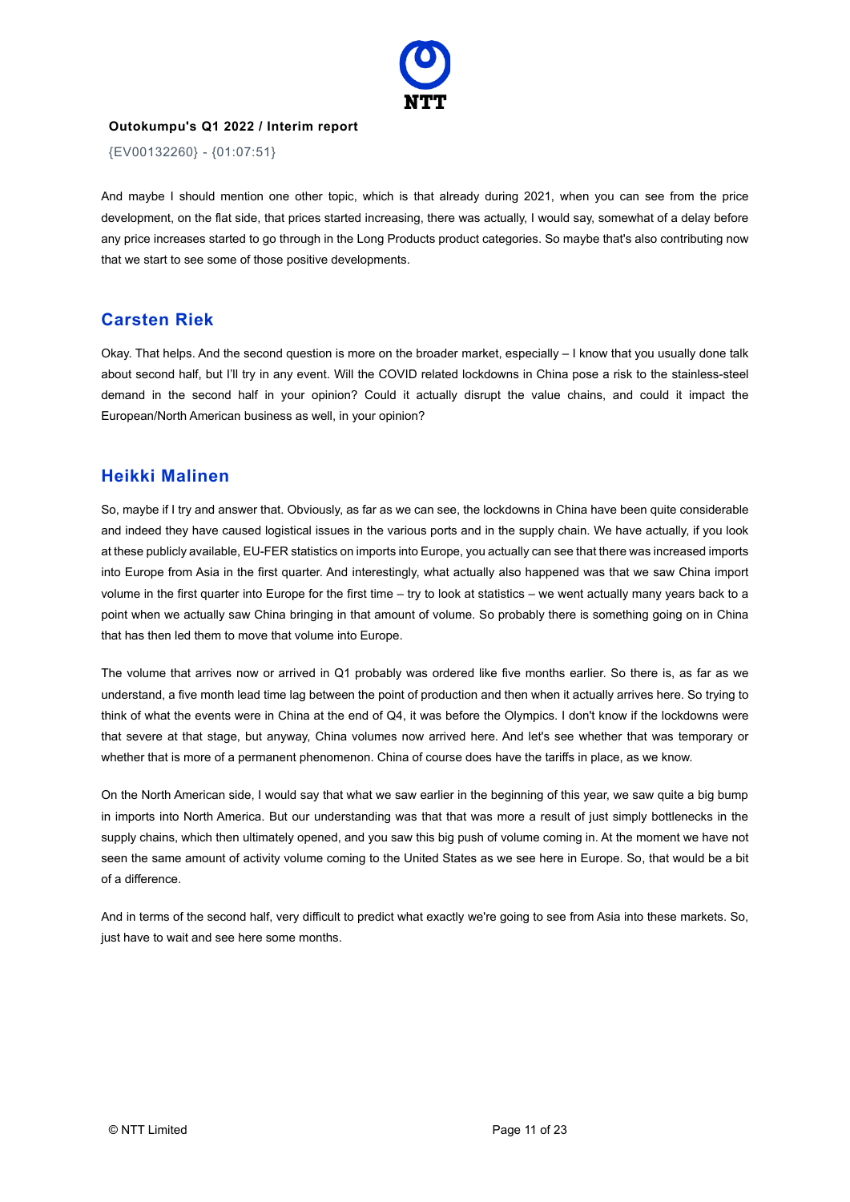And maybe I should mention one other topic, which is that already during 2021, when you can see from the price development, on the flat side, that prices started increasing, there was actually, I would say, somewhat of a delay before any price increases started to go through in the Long Products product categories. So maybe that's also contributing now that we start to see some of those positive developments.

## Carsten Riek

Okay. That helps. And the second question is more on the broader market, especially – I know that you usually done talk about second half, but I'll try in any event. Will the COVID related lockdowns in China pose a risk to the stainless-steel demand in the second half in your opinion? Could it actually disrupt the value chains, and could it impact the European/North American business as well, in your opinion?

## Heikki Malinen

So, maybe if I try and answer that. Obviously, as far as we can see, the lockdowns in China have been quite considerable and indeed they have caused logistical issues in the various ports and in the supply chain. We have actually, if you look at these publicly available, EU-FER statistics on imports into Europe, you actually can see that there was increased imports into Europe from Asia in the first quarter. And interestingly, what actually also happened was that we saw China import volume in the first quarter into Europe for the first time – try to look at statistics – we went actually many years back to a point when we actually saw China bringing in that amount of volume. So probably there is something going on in China that has then led them to move that volume into Europe.

The volume that arrives now or arrived in Q1 probably was ordered like five months earlier. So there is, as far as we understand, a five month lead time lag between the point of production and then when it actually arrives here. So trying to think of what the events were in China at the end of Q4, it was before the Olympics. I don't know if the lockdowns were that severe at that stage, but anyway, China volumes now arrived here. And let's see whether that was temporary or whether that is more of a permanent phenomenon. China of course does have the tariffs in place, as we know.

On the North American side, I would say that what we saw earlier in the beginning of this year, we saw quite a big bump in imports into North America. But our understanding was that that was more a result of just simply bottlenecks in the supply chains, which then ultimately opened, and you saw this big push of volume coming in. At the moment we have not seen the same amount of activity volume coming to the United States as we see here in Europe. So, that would be a bit of a difference.

And in terms of the second half, very difficult to predict what exactly we're going to see from Asia into these markets. So, just have to wait and see here some months.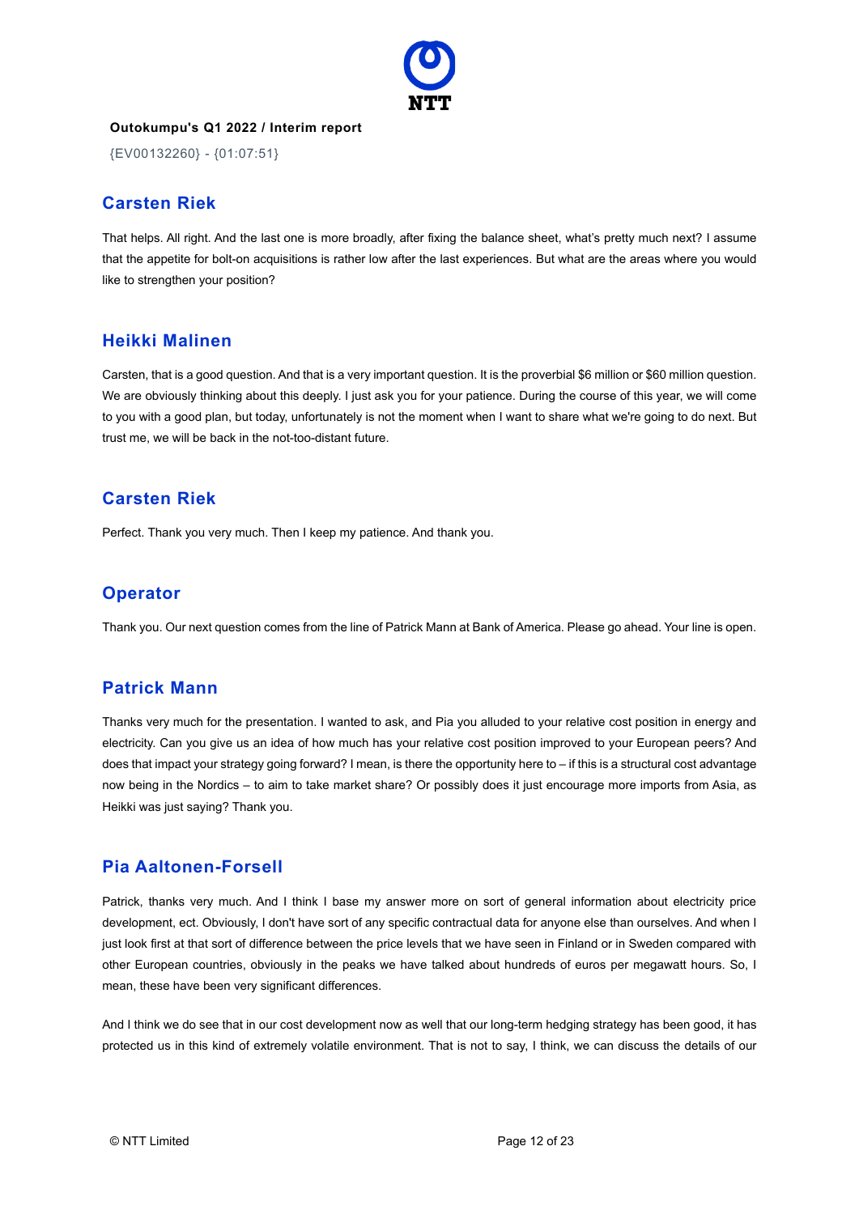**Outokumpu's Q1 2022 / Interim report**

{EV00132260} - {01:07:51}

## Carsten Riek

That helps. All right. And the last one is more broadly, after fixing the balance sheet, what's pretty much next? I assume that the appetite for bolt-on acquisitions is rather low after the last experiences. But what are the areas where you would like to strengthen your position?

## Heikki Malinen

Carsten, that is a good question. And that is a very important question. It is the proverbial $6 million or $60 million question. We are obviously thinking about this deeply. I just ask you for your patience. During the course of this year, we will come to you with a good plan, but today, unfortunately is not the moment when I want to share what we're going to do next. But trust me, we will be back in the not-too-distant future.

## Carsten Riek

Perfect. Thank you very much. Then I keep my patience. And thank you.

## Operator

Thank you. Our next question comes from the line of Patrick Mann at Bank of America. Please go ahead. Your line is open.

## Patrick Mann

Thanks very much for the presentation. I wanted to ask, and Pia you alluded to your relative cost position in energy and electricity. Can you give us an idea of how much has your relative cost position improved to your European peers? And does that impact your strategy going forward? I mean, is there the opportunity here to – if this is a structural cost advantage now being in the Nordics – to aim to take market share? Or possibly does it just encourage more imports from Asia, as Heikki was just saying? Thank you.

## Pia Aaltonen-Forsell

Patrick, thanks very much. And I think I base my answer more on sort of general information about electricity price development, ect. Obviously, I don't have sort of any specific contractual data for anyone else than ourselves. And when I just look first at that sort of difference between the price levels that we have seen in Finland or in Sweden compared with other European countries, obviously in the peaks we have talked about hundreds of euros per megawatt hours. So, I mean, these have been very significant differences.

And I think we do see that in our cost development now as well that our long-term hedging strategy has been good, it has protected us in this kind of extremely volatile environment. That is not to say, I think, we can discuss the details of our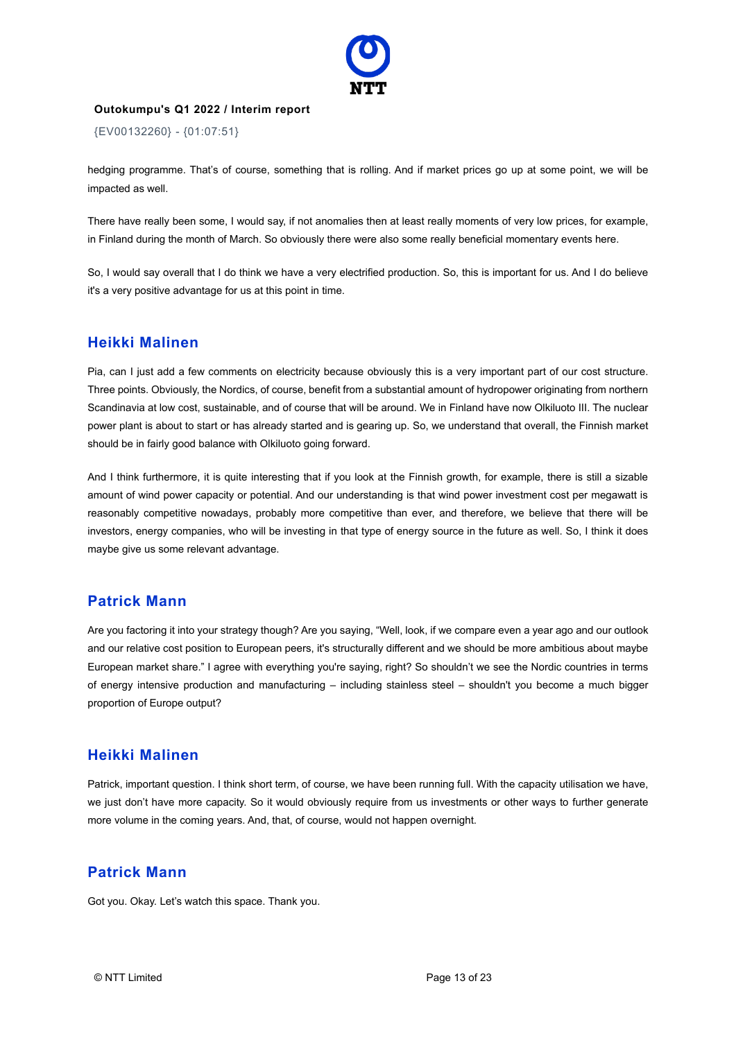hedging programme. That's of course, something that is rolling. And if market prices go up at some point, we will be impacted as well.

There have really been some, I would say, if not anomalies then at least really moments of very low prices, for example, in Finland during the month of March. So obviously there were also some really beneficial momentary events here.

So, I would say overall that I do think we have a very electrified production. So, this is important for us. And I do believe it's a very positive advantage for us at this point in time.

## Heikki Malinen

Pia, can I just add a few comments on electricity because obviously this is a very important part of our cost structure. Three points. Obviously, the Nordics, of course, benefit from a substantial amount of hydropower originating from northern Scandinavia at low cost, sustainable, and of course that will be around. We in Finland have now Olkiluoto III. The nuclear power plant is about to start or has already started and is gearing up. So, we understand that overall, the Finnish market should be in fairly good balance with Olkiluoto going forward.

And I think furthermore, it is quite interesting that if you look at the Finnish growth, for example, there is still a sizable amount of wind power capacity or potential. And our understanding is that wind power investment cost per megawatt is reasonably competitive nowadays, probably more competitive than ever, and therefore, we believe that there will be investors, energy companies, who will be investing in that type of energy source in the future as well. So, I think it does maybe give us some relevant advantage.

## Patrick Mann

Are you factoring it into your strategy though? Are you saying, "Well, look, if we compare even a year ago and our outlook and our relative cost position to European peers, it's structurally different and we should be more ambitious about maybe European market share." I agree with everything you're saying, right? So shouldn't we see the Nordic countries in terms of energy intensive production and manufacturing – including stainless steel – shouldn't you become a much bigger proportion of Europe output?

## Heikki Malinen

Patrick, important question. I think short term, of course, we have been running full. With the capacity utilisation we have, we just don't have more capacity. So it would obviously require from us investments or other ways to further generate more volume in the coming years. And, that, of course, would not happen overnight.

## Patrick Mann

Got you. Okay. Let's watch this space. Thank you.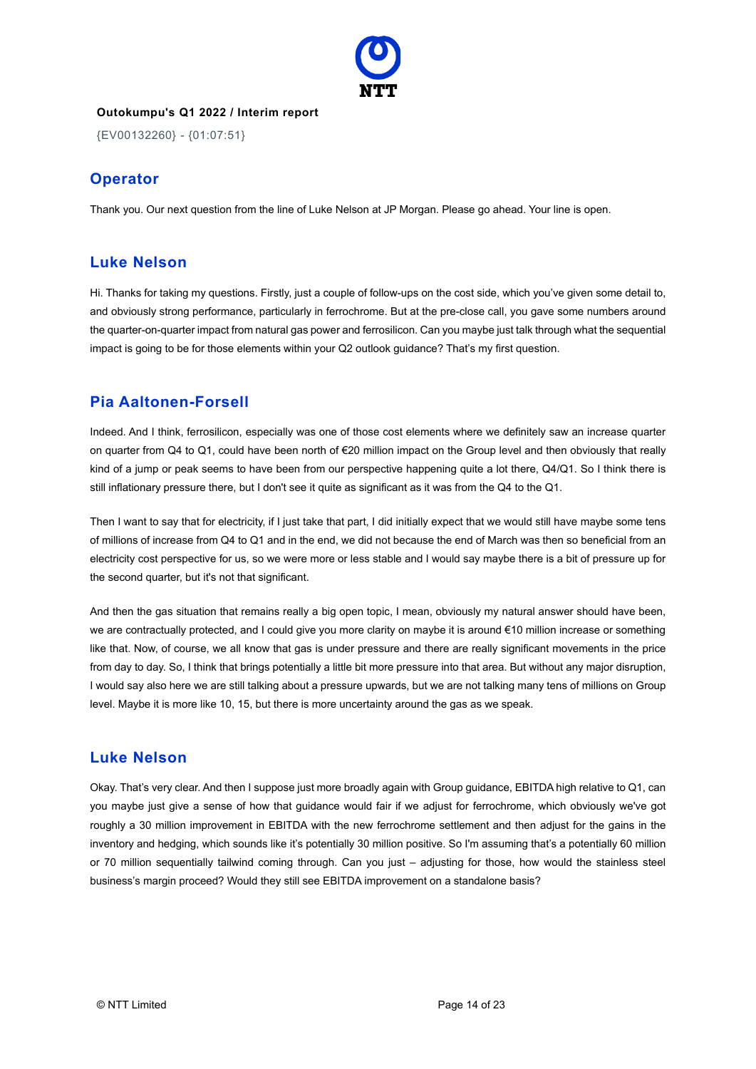Outokumpu's Q1 2022 / Interim report

{EV00132260} - {01:07:51}

## Operator

Thank you. Our next question from the line of Luke Nelson at JP Morgan. Please go ahead. Your line is open.

## Luke Nelson

Hi. Thanks for taking my questions. Firstly, just a couple of follow-ups on the cost side, which you've given some detail to, and obviously strong performance, particularly in ferrochrome. But at the pre-close call, you gave some numbers around the quarter-on-quarter impact from natural gas power and ferrosilicon. Can you maybe just talk through what the sequential impact is going to be for those elements within your Q2 outlook guidance? That's my first question.

## Pia Aaltonen-Forsell

Indeed. And I think, ferrosilicon, especially was one of those cost elements where we definitely saw an increase quarter on quarter from Q4 to Q1, could have been north of €20 million impact on the Group level and then obviously that really kind of a jump or peak seems to have been from our perspective happening quite a lot there, Q4/Q1. So I think there is still inflationary pressure there, but I don't see it quite as significant as it was from the Q4 to the Q1.

Then I want to say that for electricity, if I just take that part, I did initially expect that we would still have maybe some tens of millions of increase from Q4 to Q1 and in the end, we did not because the end of March was then so beneficial from an electricity cost perspective for us, so we were more or less stable and I would say maybe there is a bit of pressure up for the second quarter, but it's not that significant.

And then the gas situation that remains really a big open topic, I mean, obviously my natural answer should have been, we are contractually protected, and I could give you more clarity on maybe it is around €10 million increase or something like that. Now, of course, we all know that gas is under pressure and there are really significant movements in the price from day to day. So, I think that brings potentially a little bit more pressure into that area. But without any major disruption, I would say also here we are still talking about a pressure upwards, but we are not talking many tens of millions on Group level. Maybe it is more like 10, 15, but there is more uncertainty around the gas as we speak.

## Luke Nelson

Okay. That's very clear. And then I suppose just more broadly again with Group guidance, EBITDA high relative to Q1, can you maybe just give a sense of how that guidance would fair if we adjust for ferrochrome, which obviously we've got roughly a 30 million improvement in EBITDA with the new ferrochrome settlement and then adjust for the gains in the inventory and hedging, which sounds like it's potentially 30 million positive. So I'm assuming that's a potentially 60 million or 70 million sequentially tailwind coming through. Can you just – adjusting for those, how would the stainless steel business's margin proceed? Would they still see EBITDA improvement on a standalone basis?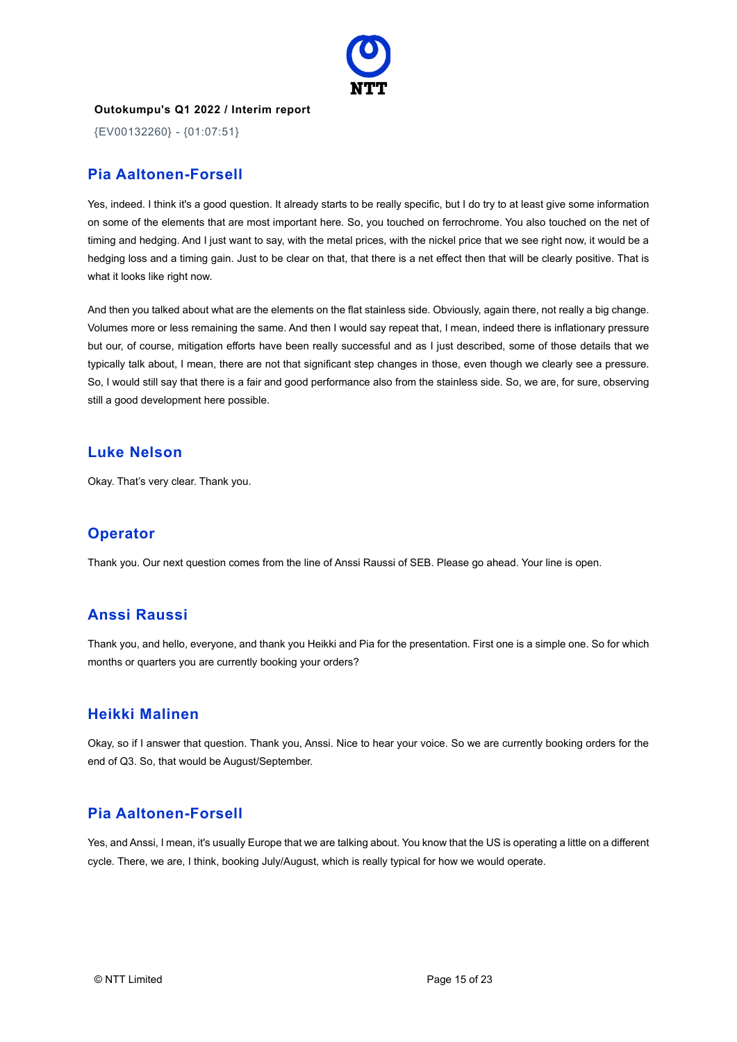## Pia Aaltonen-Forsell

Yes, indeed. I think it's a good question. It already starts to be really specific, but I do try to at least give some information on some of the elements that are most important here. So, you touched on ferrochrome. You also touched on the net of timing and hedging. And I just want to say, with the metal prices, with the nickel price that we see right now, it would be a hedging loss and a timing gain. Just to be clear on that, that there is a net effect then that will be clearly positive. That is what it looks like right now.

And then you talked about what are the elements on the flat stainless side. Obviously, again there, not really a big change. Volumes more or less remaining the same. And then I would say repeat that, I mean, indeed there is inflationary pressure but our, of course, mitigation efforts have been really successful and as I just described, some of those details that we typically talk about, I mean, there are not that significant step changes in those, even though we clearly see a pressure. So, I would still say that there is a fair and good performance also from the stainless side. So, we are, for sure, observing still a good development here possible.

## Luke Nelson

Okay. That's very clear. Thank you.

## Operator

Thank you. Our next question comes from the line of Anssi Raussi of SEB. Please go ahead. Your line is open.

## Anssi Raussi

Thank you, and hello, everyone, and thank you Heikki and Pia for the presentation. First one is a simple one. So for which months or quarters you are currently booking your orders?

## Heikki Malinen

Okay, so if I answer that question. Thank you, Anssi. Nice to hear your voice. So we are currently booking orders for the end of Q3. So, that would be August/September.

## Pia Aaltonen-Forsell

Yes, and Anssi, I mean, it's usually Europe that we are talking about. You know that the US is operating a little on a different cycle. There, we are, I think, booking July/August, which is really typical for how we would operate.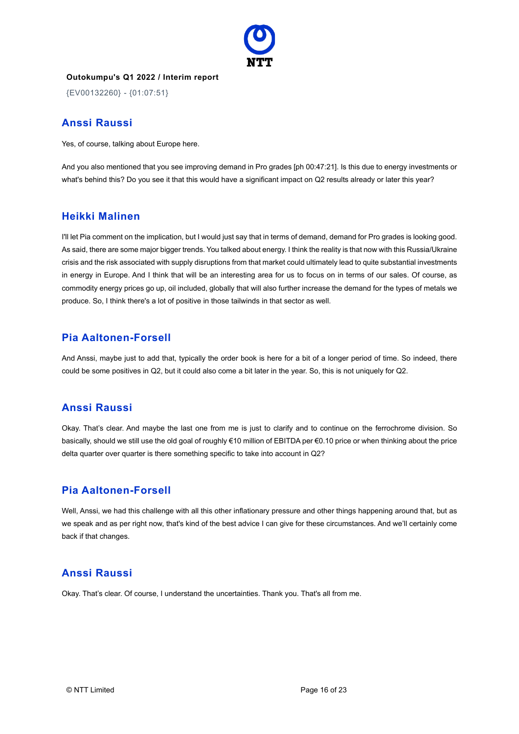## Anssi Raussi

Yes, of course, talking about Europe here.

And you also mentioned that you see improving demand in Pro grades [ph 00:47:21]. Is this due to energy investments or what's behind this? Do you see it that this would have a significant impact on Q2 results already or later this year?

## Heikki Malinen

I'll let Pia comment on the implication, but I would just say that in terms of demand, demand for Pro grades is looking good. As said, there are some major bigger trends. You talked about energy. I think the reality is that now with this Russia/Ukraine crisis and the risk associated with supply disruptions from that market could ultimately lead to quite substantial investments in energy in Europe. And I think that will be an interesting area for us to focus on in terms of our sales. Of course, as commodity energy prices go up, oil included, globally that will also further increase the demand for the types of metals we produce. So, I think there's a lot of positive in those tailwinds in that sector as well.

## Pia Aaltonen-Forsell

And Anssi, maybe just to add that, typically the order book is here for a bit of a longer period of time. So indeed, there could be some positives in Q2, but it could also come a bit later in the year. So, this is not uniquely for Q2.

## Anssi Raussi

Okay. That's clear. And maybe the last one from me is just to clarify and to continue on the ferrochrome division. So basically, should we still use the old goal of roughly €10 million of EBITDA per €0.10 price or when thinking about the price delta quarter over quarter is there something specific to take into account in Q2?

## Pia Aaltonen-Forsell

Well, Anssi, we had this challenge with all this other inflationary pressure and other things happening around that, but as we speak and as per right now, that's kind of the best advice I can give for these circumstances. And we'll certainly come back if that changes.

## Anssi Raussi

Okay. That's clear. Of course, I understand the uncertainties. Thank you. That's all from me.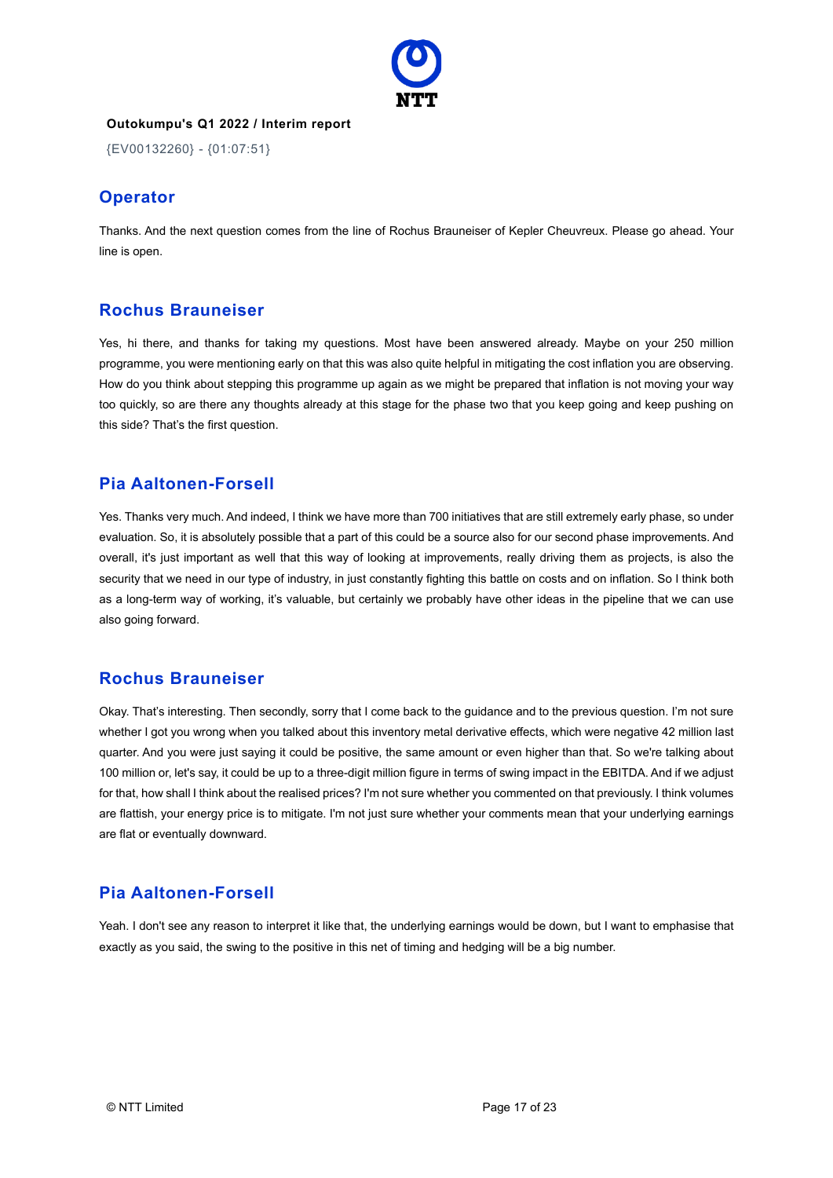**Outokumpu's Q1 2022 / Interim report**

{EV00132260} - {01:07:51}

## Operator

Thanks. And the next question comes from the line of Rochus Brauneiser of Kepler Cheuvreux. Please go ahead. Your line is open.

## Rochus Brauneiser

Yes, hi there, and thanks for taking my questions. Most have been answered already. Maybe on your 250 million programme, you were mentioning early on that this was also quite helpful in mitigating the cost inflation you are observing. How do you think about stepping this programme up again as we might be prepared that inflation is not moving your way too quickly, so are there any thoughts already at this stage for the phase two that you keep going and keep pushing on this side? That's the first question.

## Pia Aaltonen-Forsell

Yes. Thanks very much. And indeed, I think we have more than 700 initiatives that are still extremely early phase, so under evaluation. So, it is absolutely possible that a part of this could be a source also for our second phase improvements. And overall, it's just important as well that this way of looking at improvements, really driving them as projects, is also the security that we need in our type of industry, in just constantly fighting this battle on costs and on inflation. So I think both as a long-term way of working, it's valuable, but certainly we probably have other ideas in the pipeline that we can use also going forward.

## Rochus Brauneiser

Okay. That's interesting. Then secondly, sorry that I come back to the guidance and to the previous question. I'm not sure whether I got you wrong when you talked about this inventory metal derivative effects, which were negative 42 million last quarter. And you were just saying it could be positive, the same amount or even higher than that. So we're talking about 100 million or, let's say, it could be up to a three-digit million figure in terms of swing impact in the EBITDA. And if we adjust for that, how shall I think about the realised prices? I'm not sure whether you commented on that previously. I think volumes are flattish, your energy price is to mitigate. I'm not just sure whether your comments mean that your underlying earnings are flat or eventually downward.

## Pia Aaltonen-Forsell

Yeah. I don't see any reason to interpret it like that, the underlying earnings would be down, but I want to emphasise that exactly as you said, the swing to the positive in this net of timing and hedging will be a big number.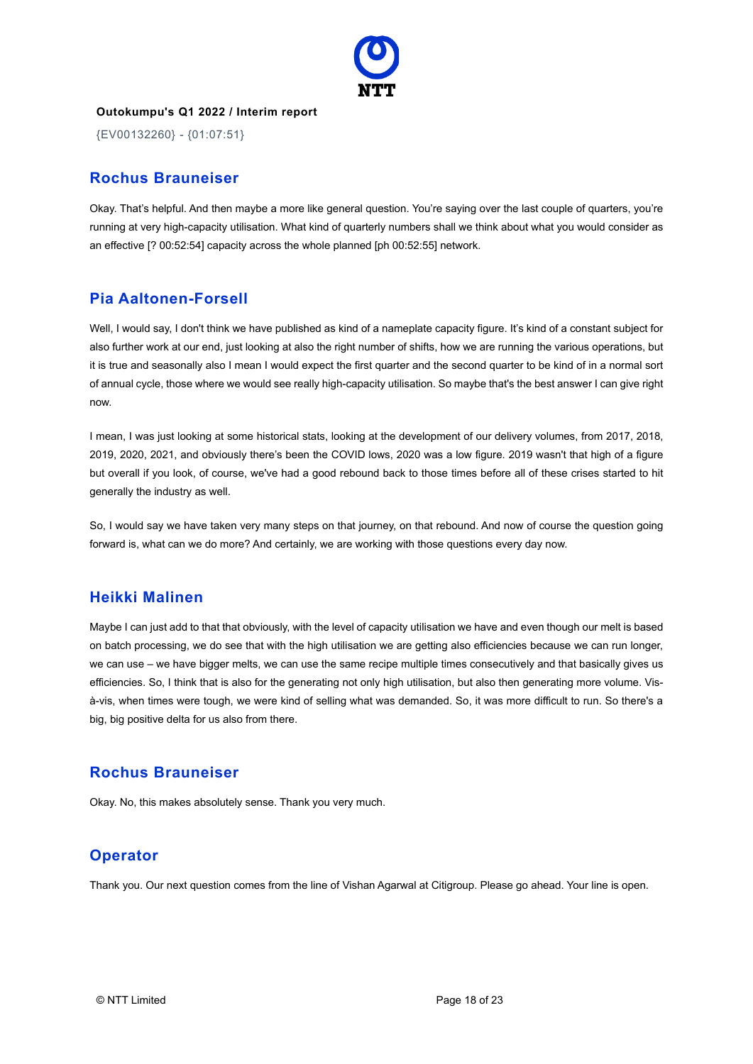**Outokumpu's Q1 2022 / Interim report**

{EV00132260} - {01:07:51}

## Rochus Brauneiser

Okay. That's helpful. And then maybe a more like general question. You're saying over the last couple of quarters, you're running at very high-capacity utilisation. What kind of quarterly numbers shall we think about what you would consider as an effective [? 00:52:54] capacity across the whole planned [ph 00:52:55] network.

## Pia Aaltonen-Forsell

Well, I would say, I don't think we have published as kind of a nameplate capacity figure. It's kind of a constant subject for also further work at our end, just looking at also the right number of shifts, how we are running the various operations, but it is true and seasonally also I mean I would expect the first quarter and the second quarter to be kind of in a normal sort of annual cycle, those where we would see really high-capacity utilisation. So maybe that's the best answer I can give right now.

I mean, I was just looking at some historical stats, looking at the development of our delivery volumes, from 2017, 2018, 2019, 2020, 2021, and obviously there's been the COVID lows, 2020 was a low figure. 2019 wasn't that high of a figure but overall if you look, of course, we've had a good rebound back to those times before all of these crises started to hit generally the industry as well.

So, I would say we have taken very many steps on that journey, on that rebound. And now of course the question going forward is, what can we do more? And certainly, we are working with those questions every day now.

## Heikki Malinen

Maybe I can just add to that that obviously, with the level of capacity utilisation we have and even though our melt is based on batch processing, we do see that with the high utilisation we are getting also efficiencies because we can run longer, we can use – we have bigger melts, we can use the same recipe multiple times consecutively and that basically gives us efficiencies. So, I think that is also for the generating not only high utilisation, but also then generating more volume. Vis-à-vis, when times were tough, we were kind of selling what was demanded. So, it was more difficult to run. So there's a big, big positive delta for us also from there.

## Rochus Brauneiser

Okay. No, this makes absolutely sense. Thank you very much.

## Operator

Thank you. Our next question comes from the line of Vishan Agarwal at Citigroup. Please go ahead. Your line is open.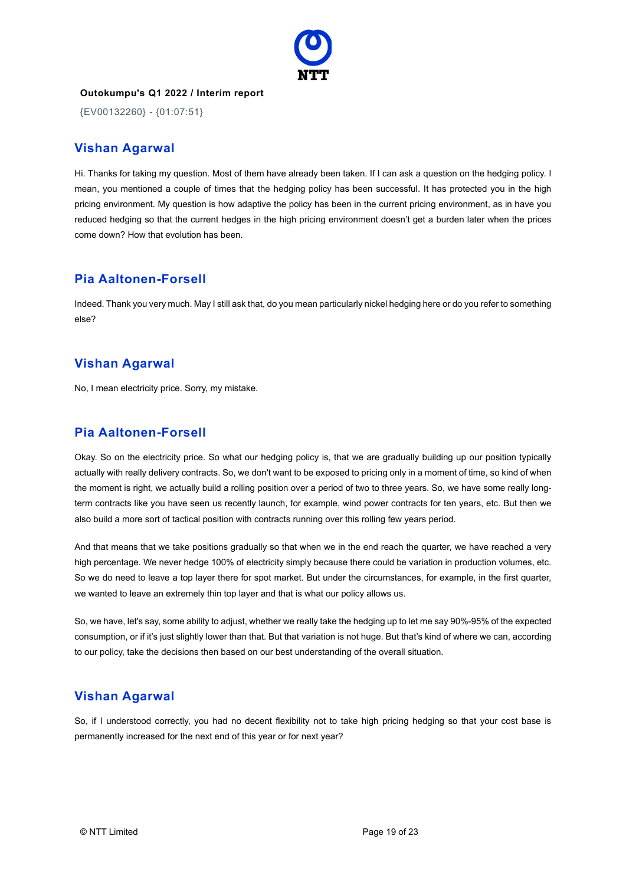**Outokumpu's Q1 2022 / Interim report**

{EV00132260} - {01:07:51}

## Vishan Agarwal

Hi. Thanks for taking my question. Most of them have already been taken. If I can ask a question on the hedging policy. I mean, you mentioned a couple of times that the hedging policy has been successful. It has protected you in the high pricing environment. My question is how adaptive the policy has been in the current pricing environment, as in have you reduced hedging so that the current hedges in the high pricing environment doesn't get a burden later when the prices come down? How that evolution has been.

## Pia Aaltonen-Forsell

Indeed. Thank you very much. May I still ask that, do you mean particularly nickel hedging here or do you refer to something else?

## Vishan Agarwal

No, I mean electricity price. Sorry, my mistake.

## Pia Aaltonen-Forsell

Okay. So on the electricity price. So what our hedging policy is, that we are gradually building up our position typically actually with really delivery contracts. So, we don't want to be exposed to pricing only in a moment of time, so kind of when the moment is right, we actually build a rolling position over a period of two to three years. So, we have some really long-term contracts like you have seen us recently launch, for example, wind power contracts for ten years, etc. But then we also build a more sort of tactical position with contracts running over this rolling few years period.

And that means that we take positions gradually so that when we in the end reach the quarter, we have reached a very high percentage. We never hedge 100% of electricity simply because there could be variation in production volumes, etc. So we do need to leave a top layer there for spot market. But under the circumstances, for example, in the first quarter, we wanted to leave an extremely thin top layer and that is what our policy allows us.

So, we have, let's say, some ability to adjust, whether we really take the hedging up to let me say 90%-95% of the expected consumption, or if it's just slightly lower than that. But that variation is not huge. But that's kind of where we can, according to our policy, take the decisions then based on our best understanding of the overall situation.

## Vishan Agarwal

So, if I understood correctly, you had no decent flexibility not to take high pricing hedging so that your cost base is permanently increased for the next end of this year or for next year?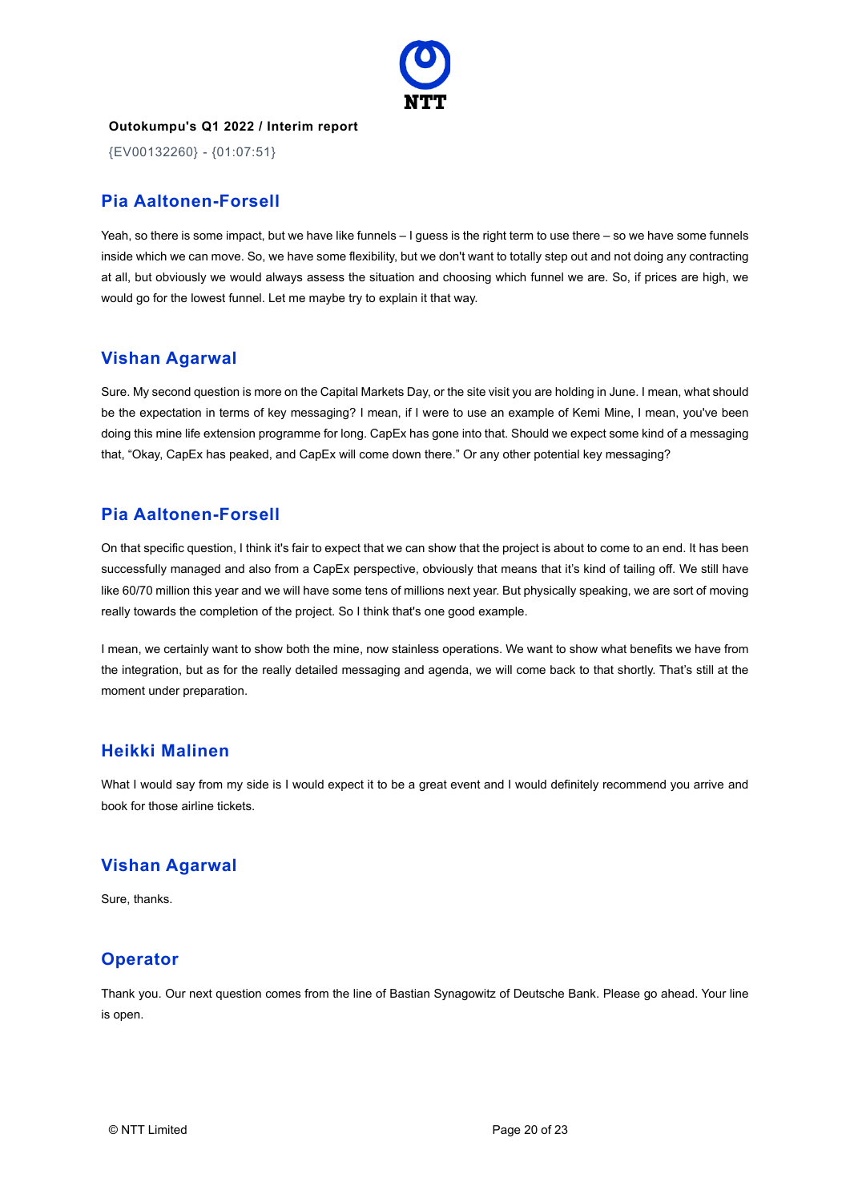## Pia Aaltonen-Forsell

Yeah, so there is some impact, but we have like funnels – I guess is the right term to use there – so we have some funnels inside which we can move. So, we have some flexibility, but we don't want to totally step out and not doing any contracting at all, but obviously we would always assess the situation and choosing which funnel we are. So, if prices are high, we would go for the lowest funnel. Let me maybe try to explain it that way.

## Vishan Agarwal

Sure. My second question is more on the Capital Markets Day, or the site visit you are holding in June. I mean, what should be the expectation in terms of key messaging? I mean, if I were to use an example of Kemi Mine, I mean, you've been doing this mine life extension programme for long. CapEx has gone into that. Should we expect some kind of a messaging that, "Okay, CapEx has peaked, and CapEx will come down there." Or any other potential key messaging?

## Pia Aaltonen-Forsell

On that specific question, I think it's fair to expect that we can show that the project is about to come to an end. It has been successfully managed and also from a CapEx perspective, obviously that means that it's kind of tailing off. We still have like 60/70 million this year and we will have some tens of millions next year. But physically speaking, we are sort of moving really towards the completion of the project. So I think that's one good example.

I mean, we certainly want to show both the mine, now stainless operations. We want to show what benefits we have from the integration, but as for the really detailed messaging and agenda, we will come back to that shortly. That's still at the moment under preparation.

## Heikki Malinen

What I would say from my side is I would expect it to be a great event and I would definitely recommend you arrive and book for those airline tickets.

## Vishan Agarwal

Sure, thanks.

## Operator

Thank you. Our next question comes from the line of Bastian Synagowitz of Deutsche Bank. Please go ahead. Your line is open.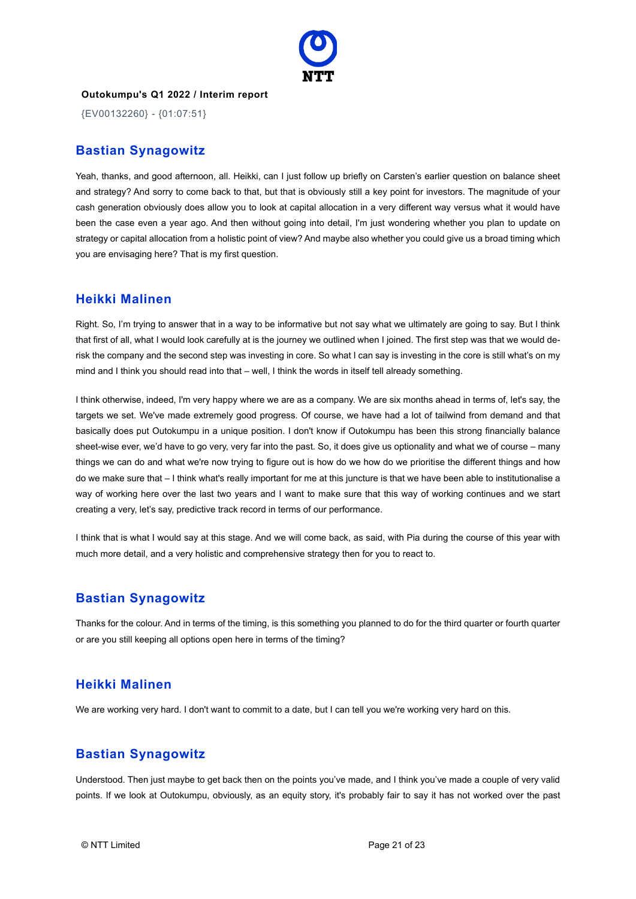**Outokumpu's Q1 2022 / Interim report**

{EV00132260} - {01:07:51}

## Bastian Synagowitz

Yeah, thanks, and good afternoon, all. Heikki, can I just follow up briefly on Carsten's earlier question on balance sheet and strategy? And sorry to come back to that, but that is obviously still a key point for investors. The magnitude of your cash generation obviously does allow you to look at capital allocation in a very different way versus what it would have been the case even a year ago. And then without going into detail, I'm just wondering whether you plan to update on strategy or capital allocation from a holistic point of view? And maybe also whether you could give us a broad timing which you are envisaging here? That is my first question.

## Heikki Malinen

Right. So, I'm trying to answer that in a way to be informative but not say what we ultimately are going to say. But I think that first of all, what I would look carefully at is the journey we outlined when I joined. The first step was that we would de-risk the company and the second step was investing in core. So what I can say is investing in the core is still what's on my mind and I think you should read into that – well, I think the words in itself tell already something.

I think otherwise, indeed, I'm very happy where we are as a company. We are six months ahead in terms of, let's say, the targets we set. We've made extremely good progress. Of course, we have had a lot of tailwind from demand and that basically does put Outokumpu in a unique position. I don't know if Outokumpu has been this strong financially balance sheet-wise ever, we'd have to go very, very far into the past. So, it does give us optionality and what we of course – many things we can do and what we're now trying to figure out is how do we how do we prioritise the different things and how do we make sure that – I think what's really important for me at this juncture is that we have been able to institutionalise a way of working here over the last two years and I want to make sure that this way of working continues and we start creating a very, let's say, predictive track record in terms of our performance.

I think that is what I would say at this stage. And we will come back, as said, with Pia during the course of this year with much more detail, and a very holistic and comprehensive strategy then for you to react to.

## Bastian Synagowitz

Thanks for the colour. And in terms of the timing, is this something you planned to do for the third quarter or fourth quarter or are you still keeping all options open here in terms of the timing?

## Heikki Malinen

We are working very hard. I don't want to commit to a date, but I can tell you we're working very hard on this.

## Bastian Synagowitz

Understood. Then just maybe to get back then on the points you've made, and I think you've made a couple of very valid points. If we look at Outokumpu, obviously, as an equity story, it's probably fair to say it has not worked over the past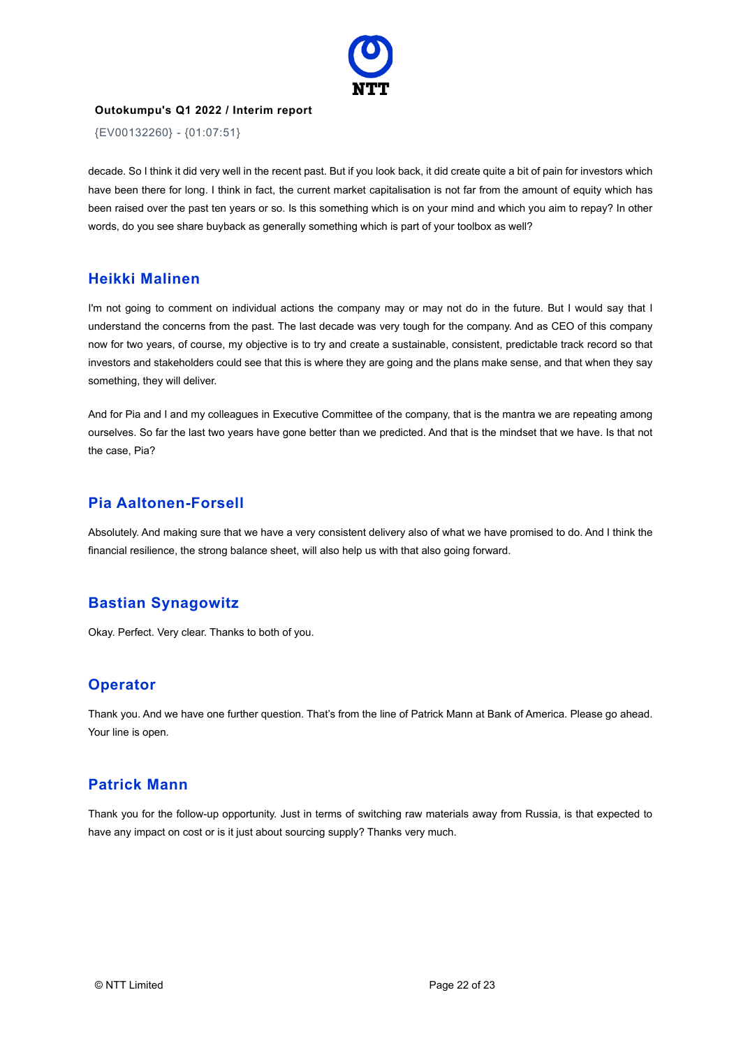decade. So I think it did very well in the recent past. But if you look back, it did create quite a bit of pain for investors which have been there for long. I think in fact, the current market capitalisation is not far from the amount of equity which has been raised over the past ten years or so. Is this something which is on your mind and which you aim to repay? In other words, do you see share buyback as generally something which is part of your toolbox as well?

## Heikki Malinen

I'm not going to comment on individual actions the company may or may not do in the future. But I would say that I understand the concerns from the past. The last decade was very tough for the company. And as CEO of this company now for two years, of course, my objective is to try and create a sustainable, consistent, predictable track record so that investors and stakeholders could see that this is where they are going and the plans make sense, and that when they say something, they will deliver.

And for Pia and I and my colleagues in Executive Committee of the company, that is the mantra we are repeating among ourselves. So far the last two years have gone better than we predicted. And that is the mindset that we have. Is that not the case, Pia?

## Pia Aaltonen-Forsell

Absolutely. And making sure that we have a very consistent delivery also of what we have promised to do. And I think the financial resilience, the strong balance sheet, will also help us with that also going forward.

## Bastian Synagowitz

Okay. Perfect. Very clear. Thanks to both of you.

## Operator

Thank you. And we have one further question. That's from the line of Patrick Mann at Bank of America. Please go ahead. Your line is open.

## Patrick Mann

Thank you for the follow-up opportunity. Just in terms of switching raw materials away from Russia, is that expected to have any impact on cost or is it just about sourcing supply? Thanks very much.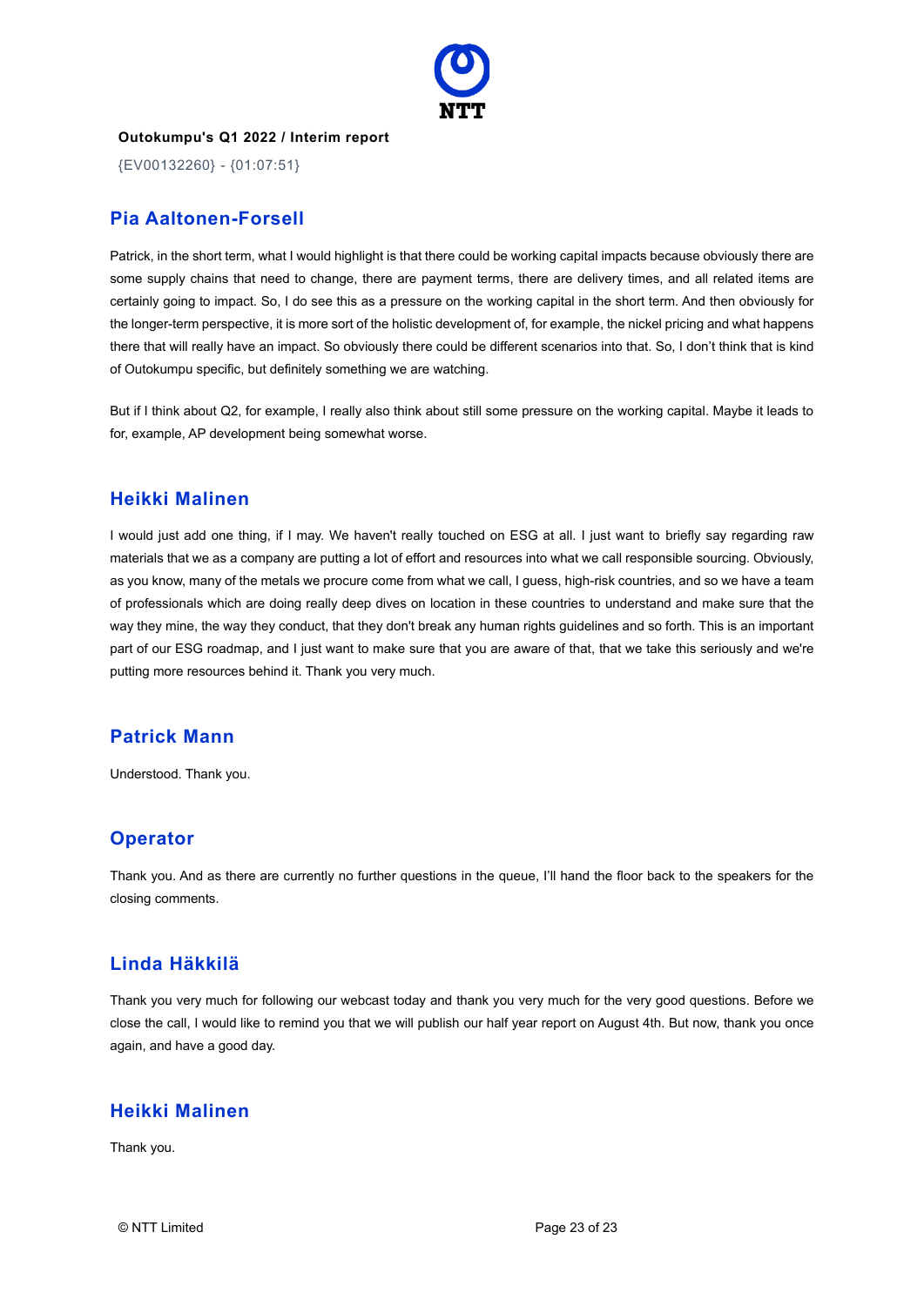## Pia Aaltonen-Forsell

Patrick, in the short term, what I would highlight is that there could be working capital impacts because obviously there are some supply chains that need to change, there are payment terms, there are delivery times, and all related items are certainly going to impact. So, I do see this as a pressure on the working capital in the short term. And then obviously for the longer-term perspective, it is more sort of the holistic development of, for example, the nickel pricing and what happens there that will really have an impact. So obviously there could be different scenarios into that. So, I don't think that is kind of Outokumpu specific, but definitely something we are watching.

But if I think about Q2, for example, I really also think about still some pressure on the working capital. Maybe it leads to for, example, AP development being somewhat worse.

## Heikki Malinen

I would just add one thing, if I may. We haven't really touched on ESG at all. I just want to briefly say regarding raw materials that we as a company are putting a lot of effort and resources into what we call responsible sourcing. Obviously, as you know, many of the metals we procure come from what we call, I guess, high-risk countries, and so we have a team of professionals which are doing really deep dives on location in these countries to understand and make sure that the way they mine, the way they conduct, that they don't break any human rights guidelines and so forth. This is an important part of our ESG roadmap, and I just want to make sure that you are aware of that, that we take this seriously and we're putting more resources behind it. Thank you very much.

## Patrick Mann

Understood. Thank you.

## Operator

Thank you. And as there are currently no further questions in the queue, I'll hand the floor back to the speakers for the closing comments.

## Linda Häkkilä

Thank you very much for following our webcast today and thank you very much for the very good questions. Before we close the call, I would like to remind you that we will publish our half year report on August 4th. But now, thank you once again, and have a good day.

## Heikki Malinen

Thank you.